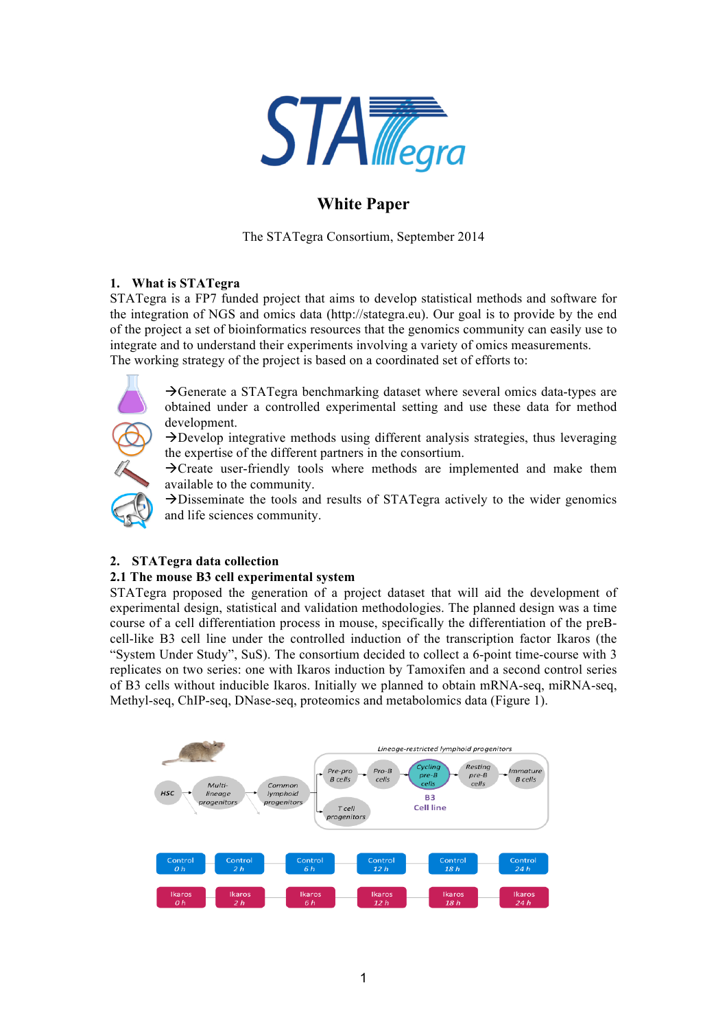# White Paper

The STATegra Consortium, September 2014

## 1. What is STATegra

STATegra is a FP7 funded project that aims to develop statistical methods and software for the integration of NGS and omics data (http://stategra.eu). Our goal is to provide by the end of the project a set of bioinformatics resources that the genomics community can easily use to integrate and to understand their experiments involving a variety of omics measurements.
The working strategy of the project is based on a coordinated set of efforts to:

- →Generate a STATegra benchmarking dataset where several omics data-types are obtained under a controlled experimental setting and use these data for method development.
- →Develop integrative methods using different analysis strategies, thus leveraging the expertise of the different partners in the consortium.
- →Create user-friendly tools where methods are implemented and make them available to the community.
- →Disseminate the tools and results of STATegra actively to the wider genomics and life sciences community.

## 2. STATegra data collection

### 2.1 The mouse B3 cell experimental system

STATegra proposed the generation of a project dataset that will aid the development of experimental design, statistical and validation methodologies. The planned design was a time course of a cell differentiation process in mouse, specifically the differentiation of the preB-cell-like B3 cell line under the controlled induction of the transcription factor Ikaros (the "System Under Study", SuS). The consortium decided to collect a 6-point time-course with 3 replicates on two series: one with Ikaros induction by Tamoxifen and a second control series of B3 cells without inducible Ikaros. Initially we planned to obtain mRNA-seq, miRNA-seq, Methyl-seq, ChIP-seq, DNase-seq, proteomics and metabolomics data (Figure 1).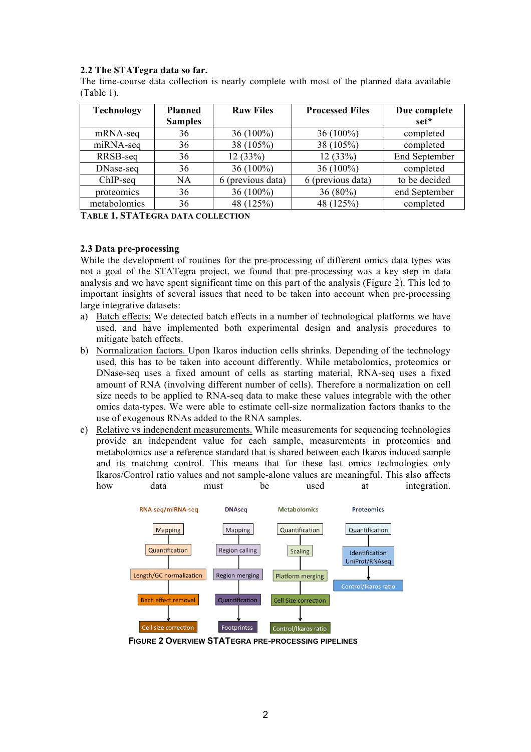### 2.2 The STATegra data so far.

The time-course data collection is nearly complete with most of the planned data available (Table 1).

| Technology | Planned Samples | Raw Files | Processed Files | Due complete set* |
|---|---|---|---|---|
| mRNA-seq | 36 | 36 (100%) | 36 (100%) | completed |
| miRNA-seq | 36 | 38 (105%) | 38 (105%) | completed |
| RRSB-seq | 36 | 12 (33%) | 12 (33%) | End September |
| DNase-seq | 36 | 36 (100%) | 36 (100%) | completed |
| ChIP-seq | NA | 6 (previous data) | 6 (previous data) | to be decided |
| proteomics | 36 | 36 (100%) | 36 (80%) | end September |
| metabolomics | 36 | 48 (125%) | 48 (125%) | completed |

TABLE 1. STATEGRA DATA COLLECTION

### 2.3 Data pre-processing

While the development of routines for the pre-processing of different omics data types was not a goal of the STATegra project, we found that pre-processing was a key step in data analysis and we have spent significant time on this part of the analysis (Figure 2). This led to important insights of several issues that need to be taken into account when pre-processing large integrative datasets:

a) Batch effects: We detected batch effects in a number of technological platforms we have used, and have implemented both experimental design and analysis procedures to mitigate batch effects.
b) Normalization factors. Upon Ikaros induction cells shrinks. Depending of the technology used, this has to be taken into account differently. While metabolomics, proteomics or DNase-seq uses a fixed amount of cells as starting material, RNA-seq uses a fixed amount of RNA (involving different number of cells). Therefore a normalization on cell size needs to be applied to RNA-seq data to make these values integrable with the other omics data-types. We were able to estimate cell-size normalization factors thanks to the use of exogenous RNAs added to the RNA samples.
c) Relative vs independent measurements. While measurements for sequencing technologies provide an independent value for each sample, measurements in proteomics and metabolomics use a reference standard that is shared between each Ikaros induced sample and its matching control. This means that for these last omics technologies only Ikaros/Control ratio values and not sample-alone values are meaningful. This also affects how data must be used at integration.

FIGURE 2 OVERVIEW STATEGRA PRE-PROCESSING PIPELINES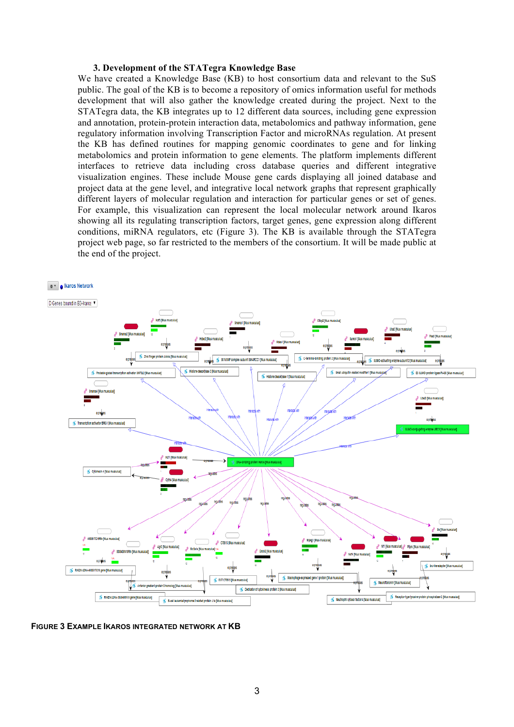### 3. Development of the STATegra Knowledge Base

We have created a Knowledge Base (KB) to host consortium data and relevant to the SuS public. The goal of the KB is to become a repository of omics information useful for methods development that will also gather the knowledge created during the project. Next to the STATegra data, the KB integrates up to 12 different data sources, including gene expression and annotation, protein-protein interaction data, metabolomics and pathway information, gene regulatory information involving Transcription Factor and microRNAs regulation. At present the KB has defined routines for mapping genomic coordinates to gene and for linking metabolomics and protein information to gene elements. The platform implements different interfaces to retrieve data including cross database queries and different integrative visualization engines. These include Mouse gene cards displaying all joined database and project data at the gene level, and integrative local network graphs that represent graphically different layers of molecular regulation and interaction for particular genes or set of genes. For example, this visualization can represent the local molecular network around Ikaros showing all its regulating transcription factors, target genes, gene expression along different conditions, miRNA regulators, etc (Figure 3). The KB is available through the STATegra project web page, so far restricted to the members of the consortium. It will be made public at the end of the project.

**FIGURE 3 EXAMPLE IKAROS INTEGRATED NETWORK AT KB**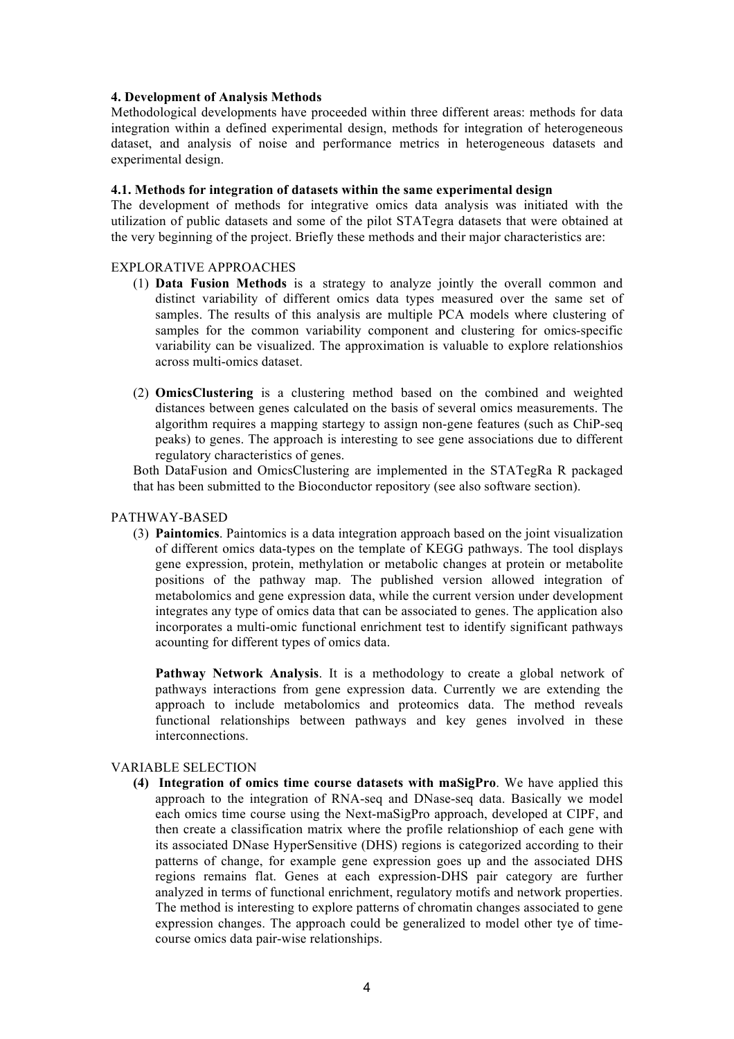#### 4. Development of Analysis Methods

Methodological developments have proceeded within three different areas: methods for data integration within a defined experimental design, methods for integration of heterogeneous dataset, and analysis of noise and performance metrics in heterogeneous datasets and experimental design.

#### 4.1. Methods for integration of datasets within the same experimental design

The development of methods for integrative omics data analysis was initiated with the utilization of public datasets and some of the pilot STATegra datasets that were obtained at the very beginning of the project. Briefly these methods and their major characteristics are:

EXPLORATIVE APPROACHES

(1) **Data Fusion Methods** is a strategy to analyze jointly the overall common and distinct variability of different omics data types measured over the same set of samples. The results of this analysis are multiple PCA models where clustering of samples for the common variability component and clustering for omics-specific variability can be visualized. The approximation is valuable to explore relationshios across multi-omics dataset.

(2) **OmicsClustering** is a clustering method based on the combined and weighted distances between genes calculated on the basis of several omics measurements. The algorithm requires a mapping startegy to assign non-gene features (such as ChiP-seq peaks) to genes. The approach is interesting to see gene associations due to different regulatory characteristics of genes.

Both DataFusion and OmicsClustering are implemented in the STATegRa R packaged that has been submitted to the Bioconductor repository (see also software section).

PATHWAY-BASED

(3) **Paintomics**. Paintomics is a data integration approach based on the joint visualization of different omics data-types on the template of KEGG pathways. The tool displays gene expression, protein, methylation or metabolic changes at protein or metabolite positions of the pathway map. The published version allowed integration of metabolomics and gene expression data, while the current version under development integrates any type of omics data that can be associated to genes. The application also incorporates a multi-omic functional enrichment test to identify significant pathways acounting for different types of omics data.

**Pathway Network Analysis**. It is a methodology to create a global network of pathways interactions from gene expression data. Currently we are extending the approach to include metabolomics and proteomics data. The method reveals functional relationships between pathways and key genes involved in these interconnections.

VARIABLE SELECTION

**(4) Integration of omics time course datasets with maSigPro**. We have applied this approach to the integration of RNA-seq and DNase-seq data. Basically we model each omics time course using the Next-maSigPro approach, developed at CIPF, and then create a classification matrix where the profile relationshiop of each gene with its associated DNase HyperSensitive (DHS) regions is categorized according to their patterns of change, for example gene expression goes up and the associated DHS regions remains flat. Genes at each expression-DHS pair category are further analyzed in terms of functional enrichment, regulatory motifs and network properties. The method is interesting to explore patterns of chromatin changes associated to gene expression changes. The approach could be generalized to model other tye of time-course omics data pair-wise relationships.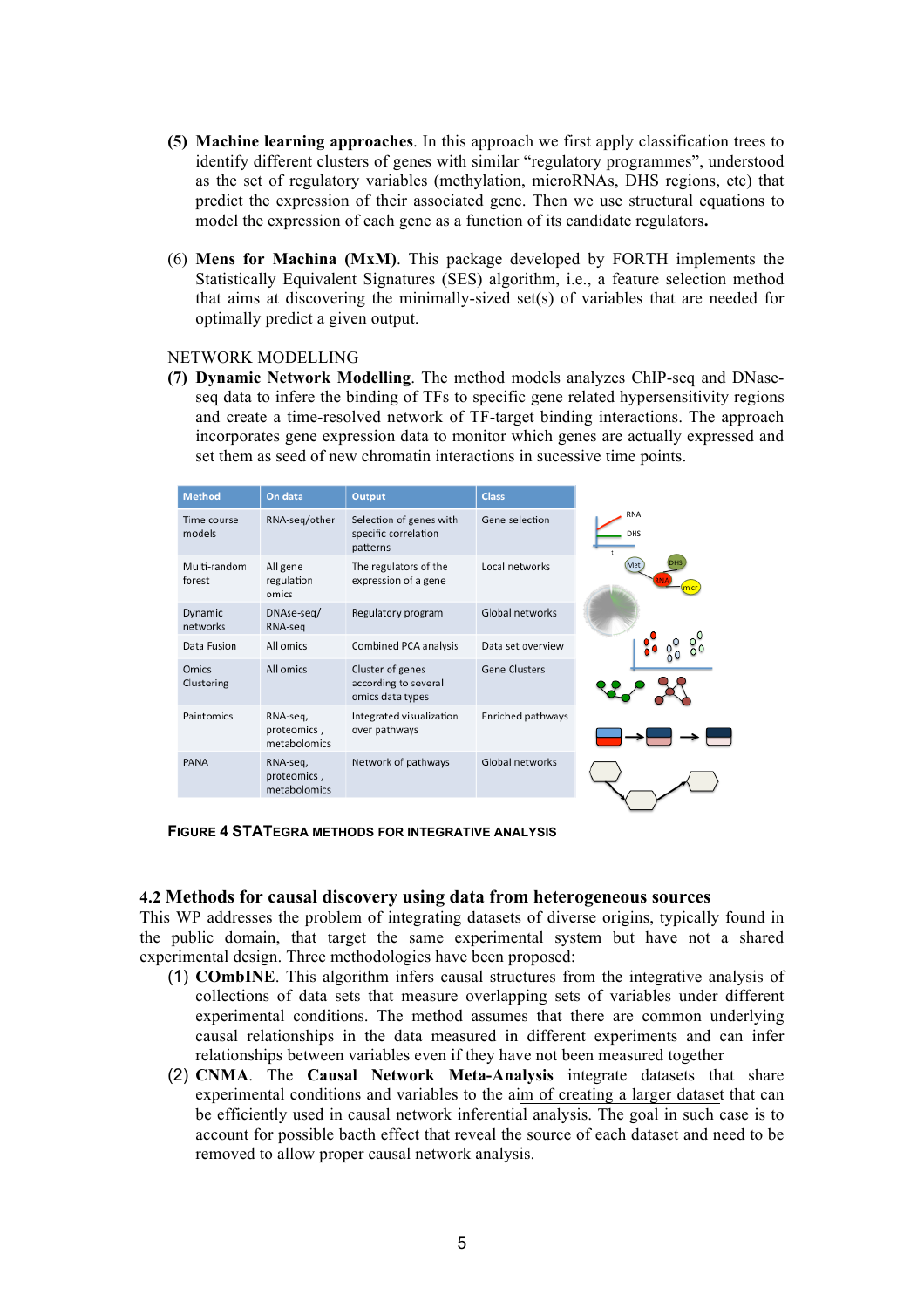(5) **Machine learning approaches**. In this approach we first apply classification trees to identify different clusters of genes with similar "regulatory programmes", understood as the set of regulatory variables (methylation, microRNAs, DHS regions, etc) that predict the expression of their associated gene. Then we use structural equations to model the expression of each gene as a function of its candidate regulators**.**

(6) **Mens for Machina (MxM)**. This package developed by FORTH implements the Statistically Equivalent Signatures (SES) algorithm, i.e., a feature selection method that aims at discovering the minimally-sized set(s) of variables that are needed for optimally predict a given output.

NETWORK MODELLING

(7) **Dynamic Network Modelling**. The method models analyzes ChIP-seq and DNase-seq data to infere the binding of TFs to specific gene related hypersensitivity regions and create a time-resolved network of TF-target binding interactions. The approach incorporates gene expression data to monitor which genes are actually expressed and set them as seed of new chromatin interactions in sucessive time points.

| Method | On data | Output | Class |
|---|---|---|---|
| Time course models | RNA-seq/other | Selection of genes with specific correlation patterns | Gene selection |
| Multi-random forest | All gene regulation omics | The regulators of the expression of a gene | Local networks |
| Dynamic networks | DNAse-seq/ RNA-seq | Regulatory program | Global networks |
| Data Fusion | All omics | Combined PCA analysis | Data set overview |
| Omics Clustering | All omics | Cluster of genes according to several omics data types | Gene Clusters |
| Paintomics | RNA-seq, proteomics , metabolomics | Integrated visualization over pathways | Enriched pathways |
| PANA | RNA-seq, proteomics , metabolomics | Network of pathways | Global networks |

**FIGURE 4 STATEGRA METHODS FOR INTEGRATIVE ANALYSIS**

## 4.2 Methods for causal discovery using data from heterogeneous sources

This WP addresses the problem of integrating datasets of diverse origins, typically found in the public domain, that target the same experimental system but have not a shared experimental design. Three methodologies have been proposed:

(1) **COmbINE**. This algorithm infers causal structures from the integrative analysis of collections of data sets that measure overlapping sets of variables under different experimental conditions. The method assumes that there are common underlying causal relationships in the data measured in different experiments and can infer relationships between variables even if they have not been measured together

(2) **CNMA**. The **Causal Network Meta-Analysis** integrate datasets that share experimental conditions and variables to the aim of creating a larger dataset that can be efficiently used in causal network inferential analysis. The goal in such case is to account for possible bacth effect that reveal the source of each dataset and need to be removed to allow proper causal network analysis.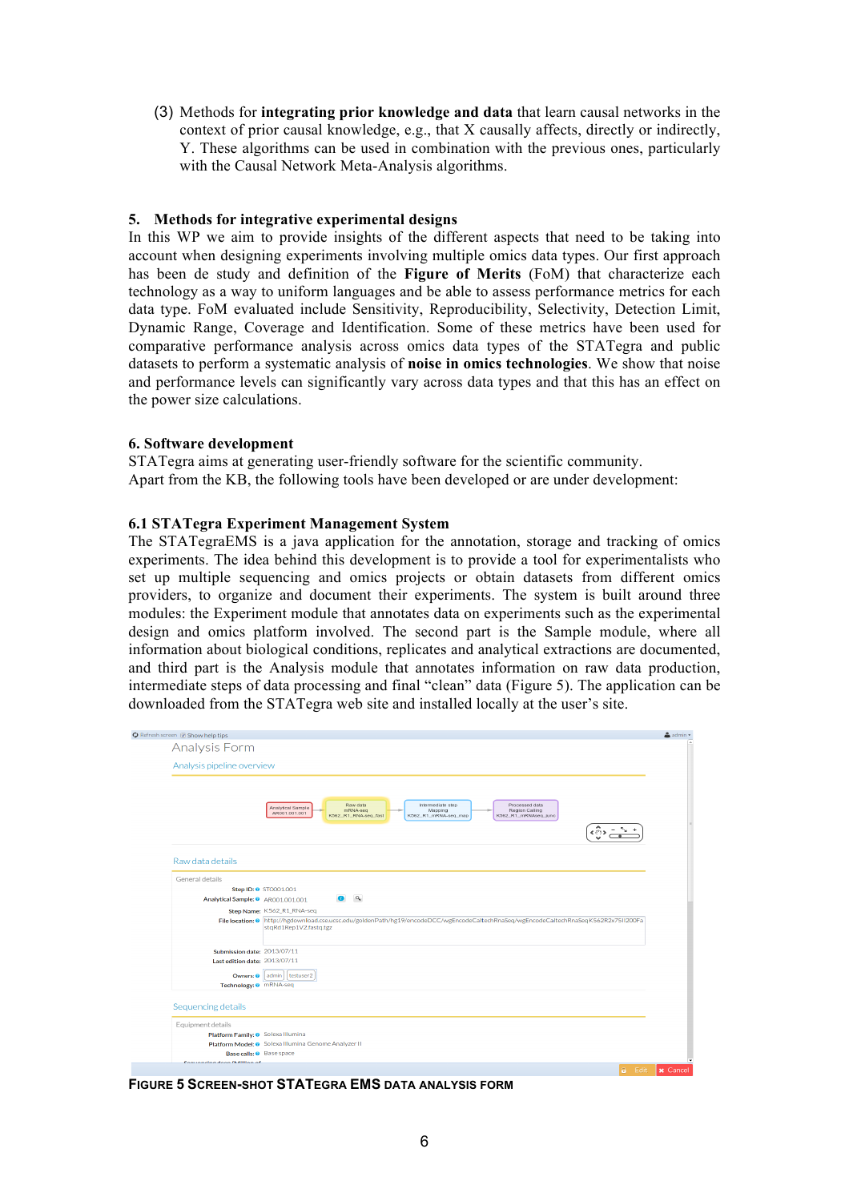(3) Methods for **integrating prior knowledge and data** that learn causal networks in the context of prior causal knowledge, e.g., that X causally affects, directly or indirectly, Y. These algorithms can be used in combination with the previous ones, particularly with the Causal Network Meta-Analysis algorithms.

## 5. Methods for integrative experimental designs

In this WP we aim to provide insights of the different aspects that need to be taking into account when designing experiments involving multiple omics data types. Our first approach has been de study and definition of the **Figure of Merits** (FoM) that characterize each technology as a way to uniform languages and be able to assess performance metrics for each data type. FoM evaluated include Sensitivity, Reproducibility, Selectivity, Detection Limit, Dynamic Range, Coverage and Identification. Some of these metrics have been used for comparative performance analysis across omics data types of the STATegra and public datasets to perform a systematic analysis of **noise in omics technologies**. We show that noise and performance levels can significantly vary across data types and that this has an effect on the power size calculations.

## 6. Software development

STATegra aims at generating user-friendly software for the scientific community.
Apart from the KB, the following tools have been developed or are under development:

### 6.1 STATegra Experiment Management System

The STATegraEMS is a java application for the annotation, storage and tracking of omics experiments. The idea behind this development is to provide a tool for experimentalists who set up multiple sequencing and omics projects or obtain datasets from different omics providers, to organize and document their experiments. The system is built around three modules: the Experiment module that annotates data on experiments such as the experimental design and omics platform involved. The second part is the Sample module, where all information about biological conditions, replicates and analytical extractions are documented, and third part is the Analysis module that annotates information on raw data production, intermediate steps of data processing and final "clean" data (Figure 5). The application can be downloaded from the STATegra web site and installed locally at the user's site.

**FIGURE 5 SCREEN-SHOT STATEGRA EMS DATA ANALYSIS FORM**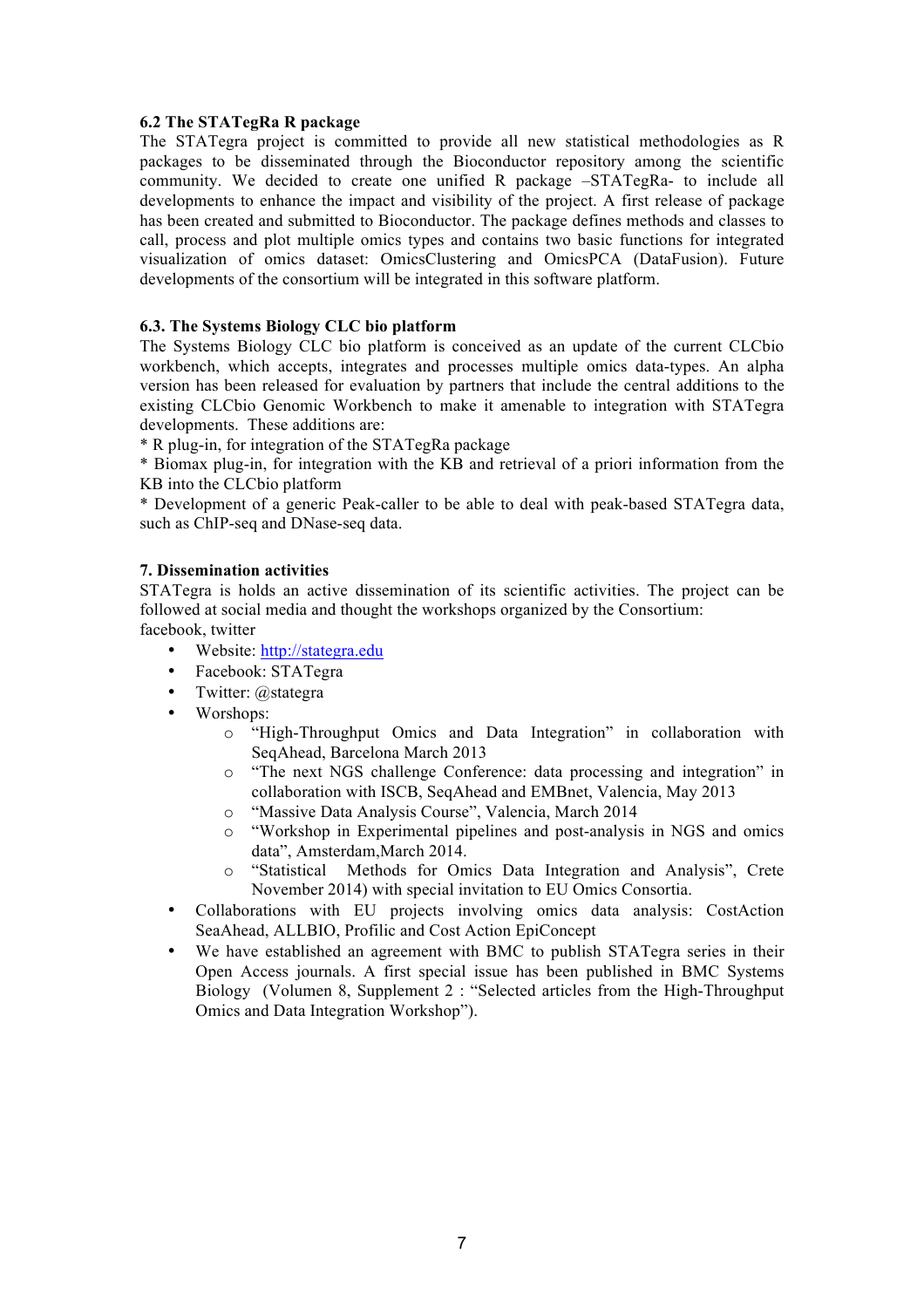### 6.2 The STATegRa R package

The STATegra project is committed to provide all new statistical methodologies as R packages to be disseminated through the Bioconductor repository among the scientific community. We decided to create one unified R package –STATegRa- to include all developments to enhance the impact and visibility of the project. A first release of package has been created and submitted to Bioconductor. The package defines methods and classes to call, process and plot multiple omics types and contains two basic functions for integrated visualization of omics dataset: OmicsClustering and OmicsPCA (DataFusion). Future developments of the consortium will be integrated in this software platform.

### 6.3. The Systems Biology CLC bio platform

The Systems Biology CLC bio platform is conceived as an update of the current CLCbio workbench, which accepts, integrates and processes multiple omics data-types. An alpha version has been released for evaluation by partners that include the central additions to the existing CLCbio Genomic Workbench to make it amenable to integration with STATegra developments. These additions are:

* R plug-in, for integration of the STATegRa package
* Biomax plug-in, for integration with the KB and retrieval of a priori information from the KB into the CLCbio platform
* Development of a generic Peak-caller to be able to deal with peak-based STATegra data, such as ChIP-seq and DNase-seq data.

### 7. Dissemination activities

STATegra is holds an active dissemination of its scientific activities. The project can be followed at social media and thought the workshops organized by the Consortium:
facebook, twitter

- Website: http://stategra.edu
- Facebook: STATegra
- Twitter: @stategra
- Worshops:
  - "High-Throughput Omics and Data Integration" in collaboration with SeqAhead, Barcelona March 2013
  - "The next NGS challenge Conference: data processing and integration" in collaboration with ISCB, SeqAhead and EMBnet, Valencia, May 2013
  - "Massive Data Analysis Course", Valencia, March 2014
  - "Workshop in Experimental pipelines and post-analysis in NGS and omics data", Amsterdam,March 2014.
  - "Statistical Methods for Omics Data Integration and Analysis", Crete November 2014) with special invitation to EU Omics Consortia.
- Collaborations with EU projects involving omics data analysis: CostAction SeaAhead, ALLBIO, Profilic and Cost Action EpiConcept
- We have established an agreement with BMC to publish STATegra series in their Open Access journals. A first special issue has been published in BMC Systems Biology (Volumen 8, Supplement 2 : "Selected articles from the High-Throughput Omics and Data Integration Workshop").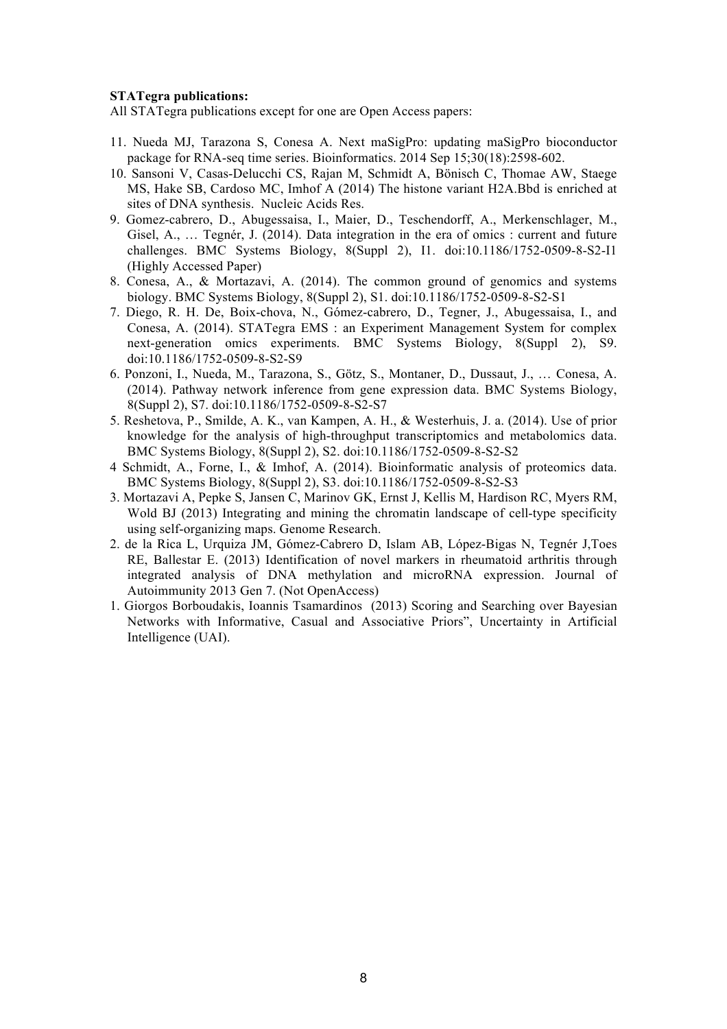**STATegra publications:**

All STATegra publications except for one are Open Access papers:

11. Nueda MJ, Tarazona S, Conesa A. Next maSigPro: updating maSigPro bioconductor package for RNA-seq time series. Bioinformatics. 2014 Sep 15;30(18):2598-602.
10. Sansoni V, Casas-Delucchi CS, Rajan M, Schmidt A, Bönisch C, Thomae AW, Staege MS, Hake SB, Cardoso MC, Imhof A (2014) The histone variant H2A.Bbd is enriched at sites of DNA synthesis. Nucleic Acids Res.
9. Gomez-cabrero, D., Abugessaisa, I., Maier, D., Teschendorff, A., Merkenschlager, M., Gisel, A., … Tegnér, J. (2014). Data integration in the era of omics : current and future challenges. BMC Systems Biology, 8(Suppl 2), I1. doi:10.1186/1752-0509-8-S2-I1 (Highly Accessed Paper)
8. Conesa, A., & Mortazavi, A. (2014). The common ground of genomics and systems biology. BMC Systems Biology, 8(Suppl 2), S1. doi:10.1186/1752-0509-8-S2-S1
7. Diego, R. H. De, Boix-chova, N., Gómez-cabrero, D., Tegner, J., Abugessaisa, I., and Conesa, A. (2014). STATegra EMS : an Experiment Management System for complex next-generation omics experiments. BMC Systems Biology, 8(Suppl 2), S9. doi:10.1186/1752-0509-8-S2-S9
6. Ponzoni, I., Nueda, M., Tarazona, S., Götz, S., Montaner, D., Dussaut, J., … Conesa, A. (2014). Pathway network inference from gene expression data. BMC Systems Biology, 8(Suppl 2), S7. doi:10.1186/1752-0509-8-S2-S7
5. Reshetova, P., Smilde, A. K., van Kampen, A. H., & Westerhuis, J. a. (2014). Use of prior knowledge for the analysis of high-throughput transcriptomics and metabolomics data. BMC Systems Biology, 8(Suppl 2), S2. doi:10.1186/1752-0509-8-S2-S2
4 Schmidt, A., Forne, I., & Imhof, A. (2014). Bioinformatic analysis of proteomics data. BMC Systems Biology, 8(Suppl 2), S3. doi:10.1186/1752-0509-8-S2-S3
3. Mortazavi A, Pepke S, Jansen C, Marinov GK, Ernst J, Kellis M, Hardison RC, Myers RM, Wold BJ (2013) Integrating and mining the chromatin landscape of cell-type specificity using self-organizing maps. Genome Research.
2. de la Rica L, Urquiza JM, Gómez-Cabrero D, Islam AB, López-Bigas N, Tegnér J,Toes RE, Ballestar E. (2013) Identification of novel markers in rheumatoid arthritis through integrated analysis of DNA methylation and microRNA expression. Journal of Autoimmunity 2013 Gen 7. (Not OpenAccess)
1. Giorgos Borboudakis, Ioannis Tsamardinos (2013) Scoring and Searching over Bayesian Networks with Informative, Casual and Associative Priors", Uncertainty in Artificial Intelligence (UAI).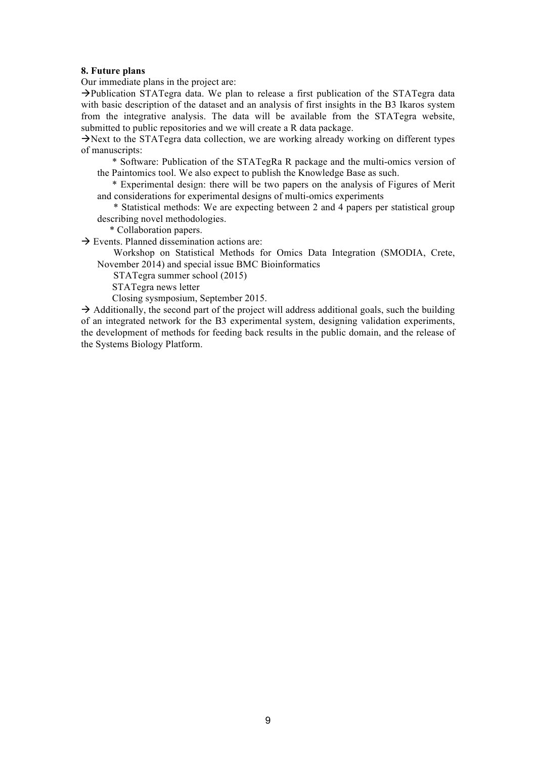**8. Future plans**

Our immediate plans in the project are:

→Publication STATegra data. We plan to release a first publication of the STATegra data with basic description of the dataset and an analysis of first insights in the B3 Ikaros system from the integrative analysis. The data will be available from the STATegra website, submitted to public repositories and we will create a R data package.

→Next to the STATegra data collection, we are working already working on different types of manuscripts:

* Software: Publication of the STATegRa R package and the multi-omics version of the Paintomics tool. We also expect to publish the Knowledge Base as such.
* Experimental design: there will be two papers on the analysis of Figures of Merit and considerations for experimental designs of multi-omics experiments
* Statistical methods: We are expecting between 2 and 4 papers per statistical group describing novel methodologies.
* Collaboration papers.

→ Events. Planned dissemination actions are:

Workshop on Statistical Methods for Omics Data Integration (SMODIA, Crete, November 2014) and special issue BMC Bioinformatics

STATegra summer school (2015)

STATegra news letter

Closing sysmposium, September 2015.

→ Additionally, the second part of the project will address additional goals, such the building of an integrated network for the B3 experimental system, designing validation experiments, the development of methods for feeding back results in the public domain, and the release of the Systems Biology Platform.